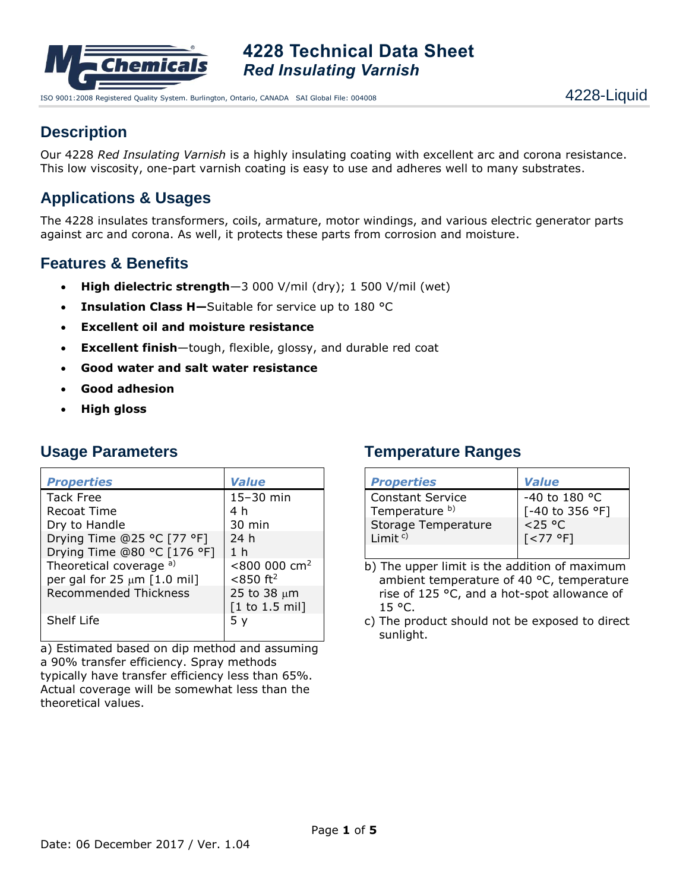# 4228 Technical Data Sheet
## *Red Insulating Varnish*

ISO 9001:2008 Registered Quality System. Burlington, Ontario, CANADA SAI Global File: 004008

4228-Liquid

## Description

Our 4228 *Red Insulating Varnish* is a highly insulating coating with excellent arc and corona resistance. This low viscosity, one-part varnish coating is easy to use and adheres well to many substrates.

## Applications & Usages

The 4228 insulates transformers, coils, armature, motor windings, and various electric generator parts against arc and corona. As well, it protects these parts from corrosion and moisture.

## Features & Benefits

- **High dielectric strength**—3 000 V/mil (dry); 1 500 V/mil (wet)
- **Insulation Class H—**Suitable for service up to 180 °C
- **Excellent oil and moisture resistance**
- **Excellent finish**—tough, flexible, glossy, and durable red coat
- **Good water and salt water resistance**
- **Good adhesion**
- **High gloss**

## Usage Parameters

| *Properties* | *Value* |
|---|---|
| Tack Free | 15–30 min |
| Recoat Time | 4 h |
| Dry to Handle | 30 min |
| Drying Time @25 °C [77 °F] | 24 h |
| Drying Time @80 °C [176 °F] | 1 h |
| Theoretical coverage [a)] per gal for 25 µm [1.0 mil] | <800 000 $cm^2$ <850 $ft^2$ |
| Recommended Thickness | 25 to 38 µm [1 to 1.5 mil] |
| Shelf Life | 5 y |

a) Estimated based on dip method and assuming a 90% transfer efficiency. Spray methods typically have transfer efficiency less than 65%. Actual coverage will be somewhat less than the theoretical values.

## Temperature Ranges

| *Properties* | *Value* |
|---|---|
| Constant Service Temperature [b)] | -40 to 180 °C [-40 to 356 °F] |
| Storage Temperature Limit [c)] | <25 °C [<77 °F] |

b) The upper limit is the addition of maximum ambient temperature of 40 °C, temperature rise of 125 °C, and a hot-spot allowance of 15 °C.

c) The product should not be exposed to direct sunlight.

Date: 06 December 2017 / Ver. 1.04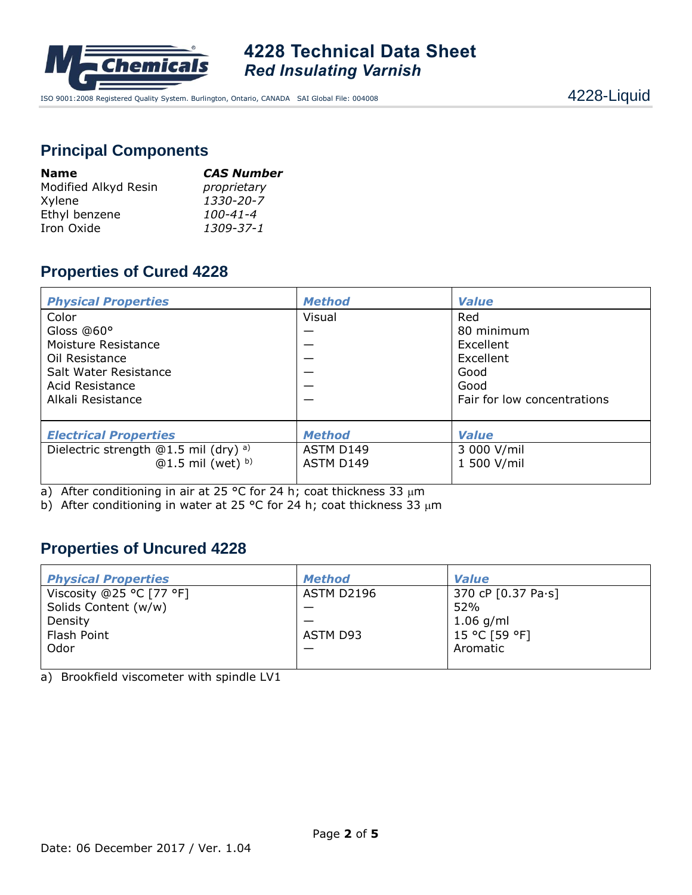## Principal Components

| **Name** | ***CAS Number*** |
|---|---|
| Modified Alkyd Resin | *proprietary* |
| Xylene | *1330-20-7* |
| Ethyl benzene | *100-41-4* |
| Iron Oxide | *1309-37-1* |

## Properties of Cured 4228

| ***Physical Properties*** | ***Method*** | ***Value*** |
|---|---|---|
| Color | Visual | Red |
| Gloss @60° | — | 80 minimum |
| Moisture Resistance | — | Excellent |
| Oil Resistance | — | Excellent |
| Salt Water Resistance | — | Good |
| Acid Resistance | — | Good |
| Alkali Resistance | — | Fair for low concentrations |
| ***Electrical Properties*** | ***Method*** | ***Value*** |
| Dielectric strength @1.5 mil (dry) [a)] | ASTM D149 | 3 000 V/mil |
| @1.5 mil (wet) [b)] | ASTM D149 | 1 500 V/mil |

a) After conditioning in air at 25 °C for 24 h; coat thickness 33 μm
b) After conditioning in water at 25 °C for 24 h; coat thickness 33 μm

## Properties of Uncured 4228

| ***Physical Properties*** | ***Method*** | ***Value*** |
|---|---|---|
| Viscosity @25 °C [77 °F] | ASTM D2196 | 370 cP [0.37 Pa·s] |
| Solids Content (w/w) | — | 52% |
| Density | — | 1.06 g/ml |
| Flash Point | ASTM D93 | 15 °C [59 °F] |
| Odor | — | Aromatic |

a) Brookfield viscometer with spindle LV1

Date: 06 December 2017 / Ver. 1.04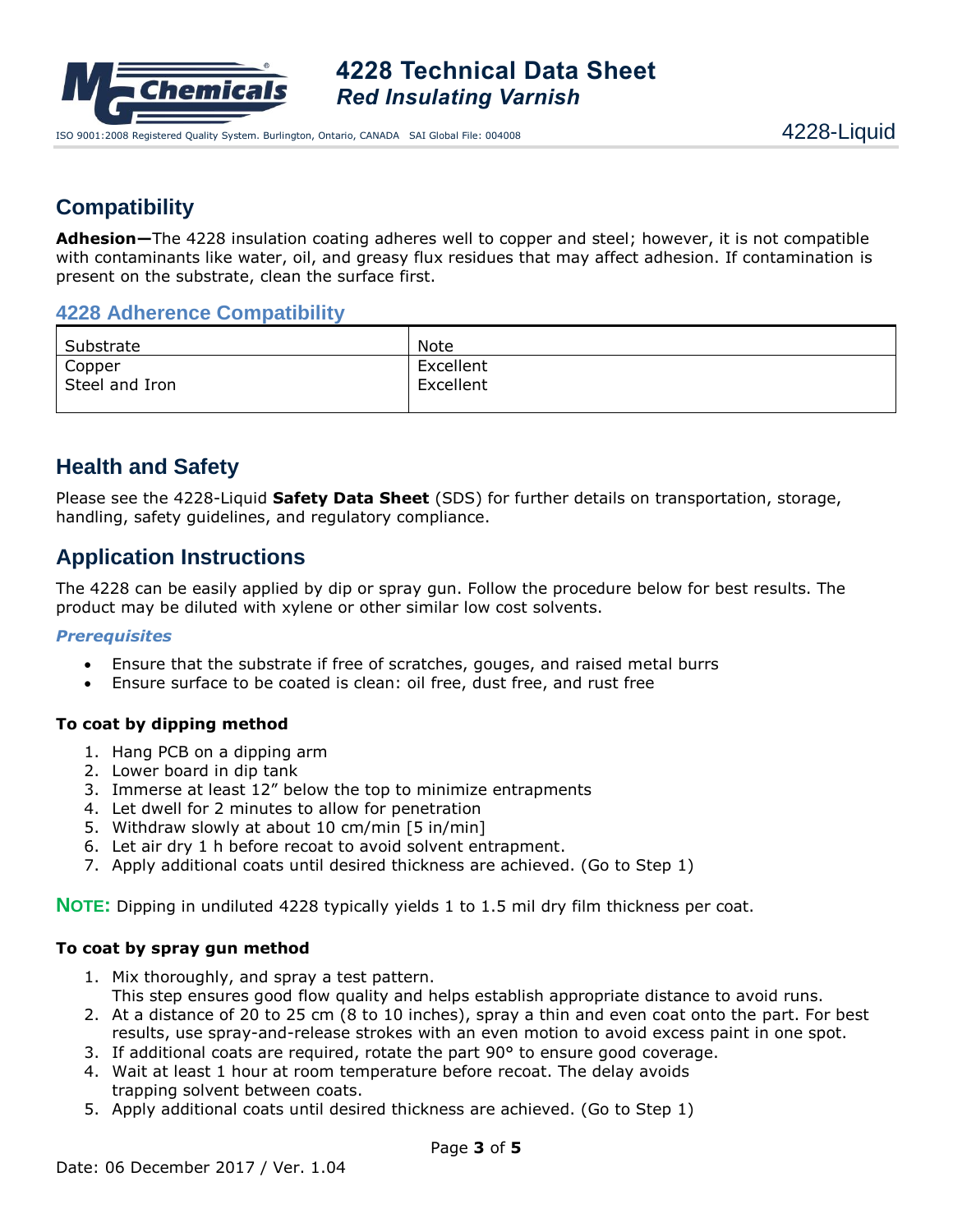## Compatibility

**Adhesion—**The 4228 insulation coating adheres well to copper and steel; however, it is not compatible with contaminants like water, oil, and greasy flux residues that may affect adhesion. If contamination is present on the substrate, clean the surface first.

### 4228 Adherence Compatibility

| Substrate | Note |
|---|---|
| Copper | Excellent |
| Steel and Iron | Excellent |

## Health and Safety

Please see the 4228-Liquid **Safety Data Sheet** (SDS) for further details on transportation, storage, handling, safety guidelines, and regulatory compliance.

## Application Instructions

The 4228 can be easily applied by dip or spray gun. Follow the procedure below for best results. The product may be diluted with xylene or other similar low cost solvents.

#### *Prerequisites*

- Ensure that the substrate if free of scratches, gouges, and raised metal burrs
- Ensure surface to be coated is clean: oil free, dust free, and rust free

**To coat by dipping method**

1. Hang PCB on a dipping arm
2. Lower board in dip tank
3. Immerse at least 12" below the top to minimize entrapments
4. Let dwell for 2 minutes to allow for penetration
5. Withdraw slowly at about 10 cm/min [5 in/min]
6. Let air dry 1 h before recoat to avoid solvent entrapment.
7. Apply additional coats until desired thickness are achieved. (Go to Step 1)

**NOTE:** Dipping in undiluted 4228 typically yields 1 to 1.5 mil dry film thickness per coat.

**To coat by spray gun method**

1. Mix thoroughly, and spray a test pattern.
   This step ensures good flow quality and helps establish appropriate distance to avoid runs.
2. At a distance of 20 to 25 cm (8 to 10 inches), spray a thin and even coat onto the part. For best results, use spray-and-release strokes with an even motion to avoid excess paint in one spot.
3. If additional coats are required, rotate the part 90° to ensure good coverage.
4. Wait at least 1 hour at room temperature before recoat. The delay avoids trapping solvent between coats.
5. Apply additional coats until desired thickness are achieved. (Go to Step 1)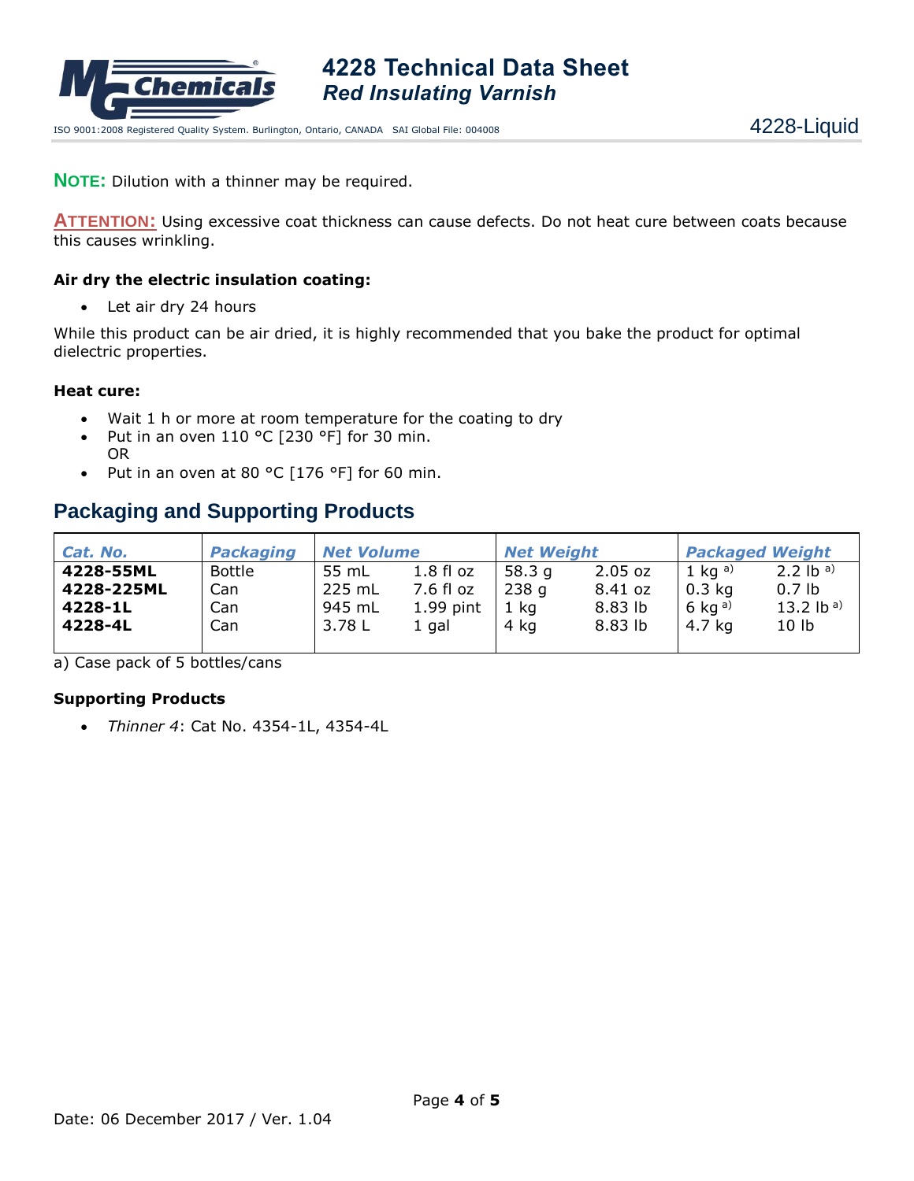**NOTE:** Dilution with a thinner may be required.

**ATTENTION:** Using excessive coat thickness can cause defects. Do not heat cure between coats because this causes wrinkling.

**Air dry the electric insulation coating:**

- Let air dry 24 hours

While this product can be air dried, it is highly recommended that you bake the product for optimal dielectric properties.

**Heat cure:**

- Wait 1 h or more at room temperature for the coating to dry
- Put in an oven 110 °C [230 °F] for 30 min.
  OR
- Put in an oven at 80 °C [176 °F] for 60 min.

## Packaging and Supporting Products

| *Cat. No.* | *Packaging* | *Net Volume* | | *Net Weight* | | *Packaged Weight* | |
|---|---|---|---|---|---|---|---|
| **4228-55ML** | Bottle | 55 mL | 1.8 fl oz | 58.3 g | 2.05 oz | 1 kg [a)] | 2.2 lb [a)] |
| **4228-225ML** | Can | 225 mL | 7.6 fl oz | 238 g | 8.41 oz | 0.3 kg | 0.7 lb |
| **4228-1L** | Can | 945 mL | 1.99 pint | 1 kg | 8.83 lb | 6 kg [a)] | 13.2 lb [a)] |
| **4228-4L** | Can | 3.78 L | 1 gal | 4 kg | 8.83 lb | 4.7 kg | 10 lb |

a) Case pack of 5 bottles/cans

**Supporting Products**

- *Thinner 4*: Cat No. 4354-1L, 4354-4L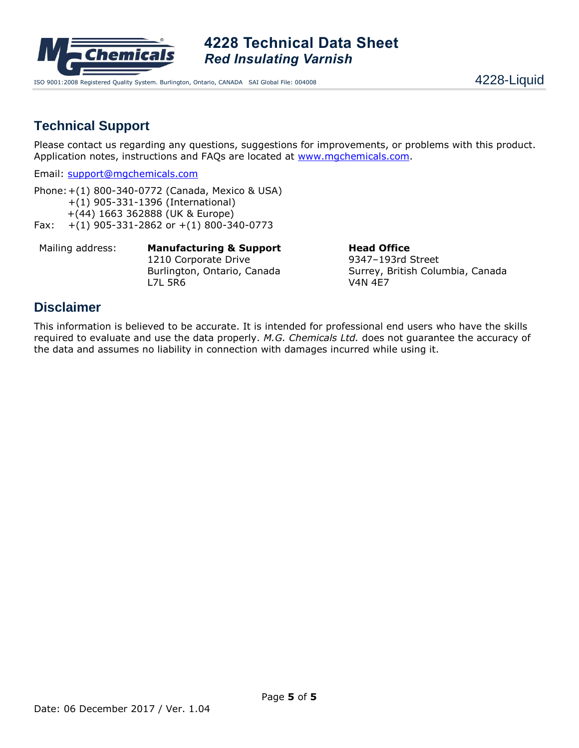## Technical Support

Please contact us regarding any questions, suggestions for improvements, or problems with this product. Application notes, instructions and FAQs are located at www.mgchemicals.com.

Email: support@mgchemicals.com

Phone: +(1) 800-340-0772 (Canada, Mexico & USA)
+(1) 905-331-1396 (International)
+(44) 1663 362888 (UK & Europe)
Fax: +(1) 905-331-2862 or +(1) 800-340-0773

| | | |
|---|---|---|
| Mailing address: | **Manufacturing & Support**<br>1210 Corporate Drive<br>Burlington, Ontario, Canada<br>L7L 5R6 | **Head Office**<br>9347–193rd Street<br>Surrey, British Columbia, Canada<br>V4N 4E7 |

## Disclaimer

This information is believed to be accurate. It is intended for professional end users who have the skills required to evaluate and use the data properly. *M.G. Chemicals Ltd.* does not guarantee the accuracy of the data and assumes no liability in connection with damages incurred while using it.